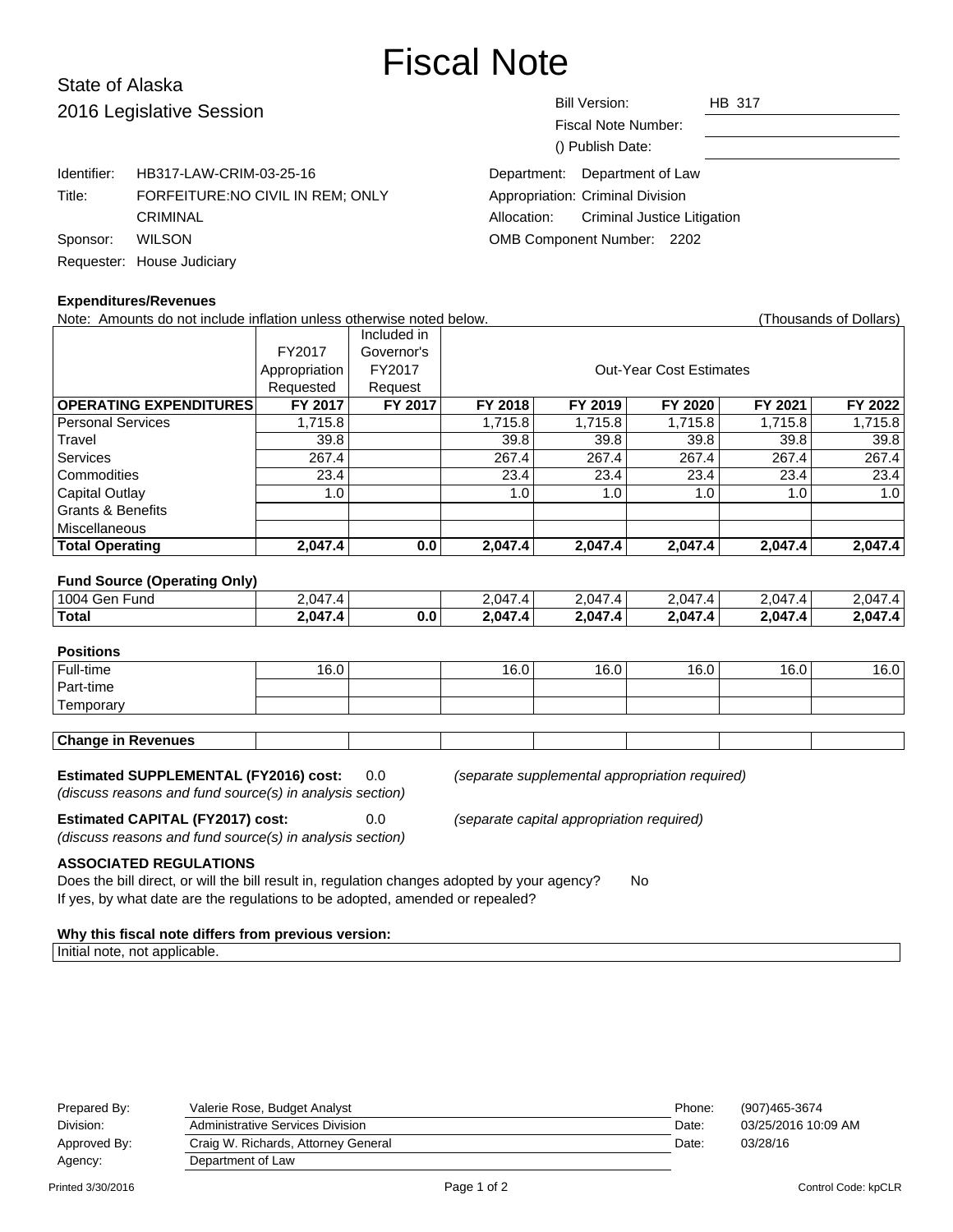# Fiscal Note

State of Alaska
2016 Legislative Session

| | |
|---|---|
| Bill Version: | HB 317 |
| Fiscal Note Number: | |
| () Publish Date: | |

Identifier: HB317-LAW-CRIM-03-25-16
Title: FORFEITURE:NO CIVIL IN REM; ONLY CRIMINAL
Sponsor: WILSON
Requester: House Judiciary

Department: Department of Law
Appropriation: Criminal Division
Allocation: Criminal Justice Litigation
OMB Component Number: 2202

**Expenditures/Revenues**

Note: Amounts do not include inflation unless otherwise noted below. (Thousands of Dollars)

| | FY2017 Appropriation Requested | Included in Governor's FY2017 Request | Out-Year Cost Estimates | | | | |
|---|---|---|---|---|---|---|---|
| **OPERATING EXPENDITURES** | **FY 2017** | **FY 2017** | **FY 2018** | **FY 2019** | **FY 2020** | **FY 2021** | **FY 2022** |
| Personal Services | 1,715.8 | | 1,715.8 | 1,715.8 | 1,715.8 | 1,715.8 | 1,715.8 |
| Travel | 39.8 | | 39.8 | 39.8 | 39.8 | 39.8 | 39.8 |
| Services | 267.4 | | 267.4 | 267.4 | 267.4 | 267.4 | 267.4 |
| Commodities | 23.4 | | 23.4 | 23.4 | 23.4 | 23.4 | 23.4 |
| Capital Outlay | 1.0 | | 1.0 | 1.0 | 1.0 | 1.0 | 1.0 |
| Grants & Benefits | | | | | | | |
| Miscellaneous | | | | | | | |
| **Total Operating** | **2,047.4** | **0.0** | **2,047.4** | **2,047.4** | **2,047.4** | **2,047.4** | **2,047.4** |

**Fund Source (Operating Only)**

| | | | | | | | |
|---|---|---|---|---|---|---|---|
| 1004 Gen Fund | 2,047.4 | | 2,047.4 | 2,047.4 | 2,047.4 | 2,047.4 | 2,047.4 |
| **Total** | **2,047.4** | **0.0** | **2,047.4** | **2,047.4** | **2,047.4** | **2,047.4** | **2,047.4** |

**Positions**

| | | | | | | | |
|---|---|---|---|---|---|---|---|
| Full-time | 16.0 | | 16.0 | 16.0 | 16.0 | 16.0 | 16.0 |
| Part-time | | | | | | | |
| Temporary | | | | | | | |

| | | | | | | | |
|---|---|---|---|---|---|---|---|
| **Change in Revenues** | | | | | | | |

**Estimated SUPPLEMENTAL (FY2016) cost:** 0.0 *(separate supplemental appropriation required)*
*(discuss reasons and fund source(s) in analysis section)*

**Estimated CAPITAL (FY2017) cost:** 0.0 *(separate capital appropriation required)*
*(discuss reasons and fund source(s) in analysis section)*

**ASSOCIATED REGULATIONS**

Does the bill direct, or will the bill result in, regulation changes adopted by your agency? No
If yes, by what date are the regulations to be adopted, amended or repealed?

**Why this fiscal note differs from previous version:**

Initial note, not applicable.

| | | | |
|---|---|---|---|
| Prepared By: | Valerie Rose, Budget Analyst | Phone: | (907)465-3674 |
| Division: | Administrative Services Division | Date: | 03/25/2016 10:09 AM |
| Approved By: | Craig W. Richards, Attorney General | Date: | 03/28/16 |
| Agency: | Department of Law | | |

Printed 3/30/2016 Control Code: kpCLR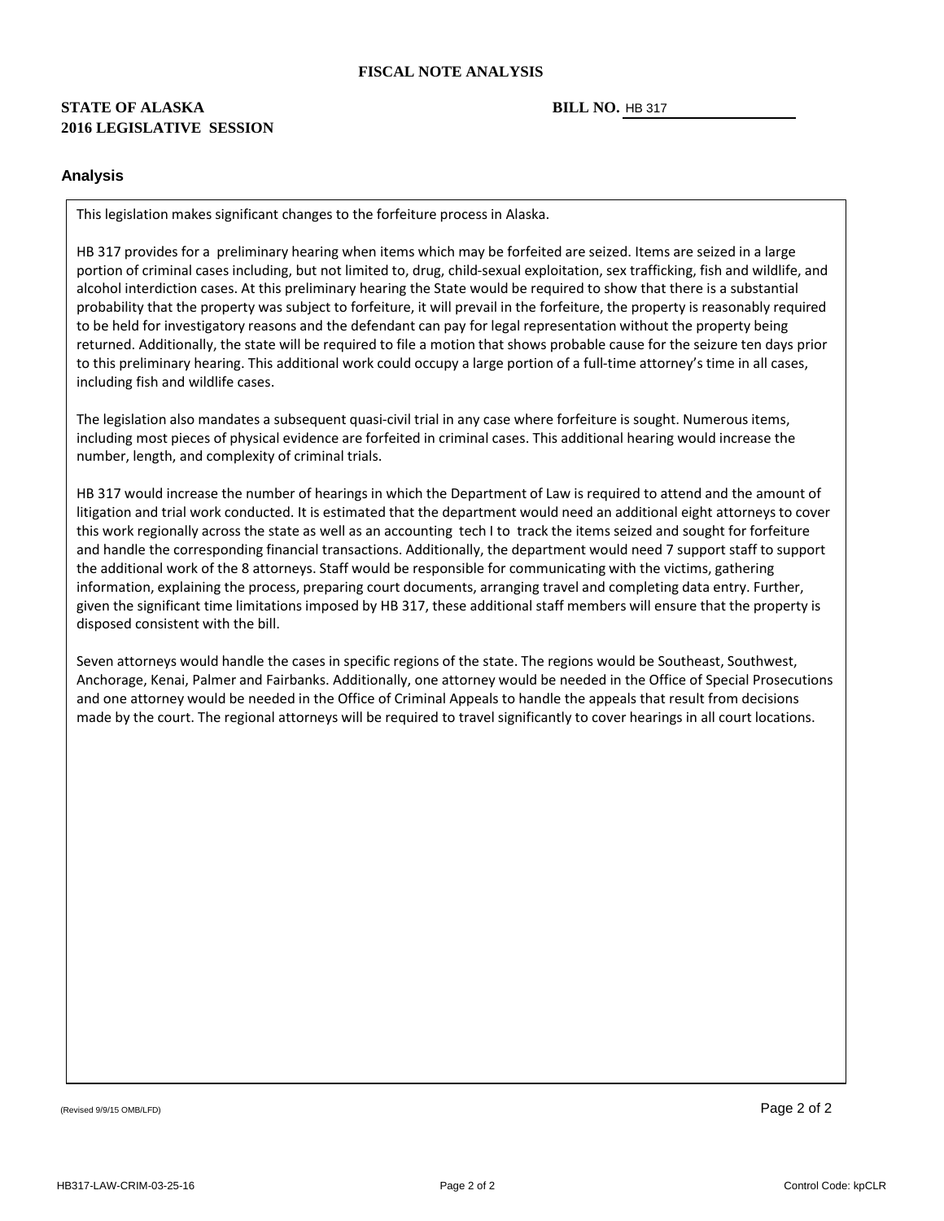**FISCAL NOTE ANALYSIS**

**STATE OF ALASKA**
**2016 LEGISLATIVE SESSION**

**BILL NO.** HB 317

## Analysis

This legislation makes significant changes to the forfeiture process in Alaska.

HB 317 provides for a preliminary hearing when items which may be forfeited are seized. Items are seized in a large portion of criminal cases including, but not limited to, drug, child-sexual exploitation, sex trafficking, fish and wildlife, and alcohol interdiction cases. At this preliminary hearing the State would be required to show that there is a substantial probability that the property was subject to forfeiture, it will prevail in the forfeiture, the property is reasonably required to be held for investigatory reasons and the defendant can pay for legal representation without the property being returned. Additionally, the state will be required to file a motion that shows probable cause for the seizure ten days prior to this preliminary hearing. This additional work could occupy a large portion of a full-time attorney's time in all cases, including fish and wildlife cases.

The legislation also mandates a subsequent quasi-civil trial in any case where forfeiture is sought. Numerous items, including most pieces of physical evidence are forfeited in criminal cases. This additional hearing would increase the number, length, and complexity of criminal trials.

HB 317 would increase the number of hearings in which the Department of Law is required to attend and the amount of litigation and trial work conducted. It is estimated that the department would need an additional eight attorneys to cover this work regionally across the state as well as an accounting tech I to track the items seized and sought for forfeiture and handle the corresponding financial transactions. Additionally, the department would need 7 support staff to support the additional work of the 8 attorneys. Staff would be responsible for communicating with the victims, gathering information, explaining the process, preparing court documents, arranging travel and completing data entry. Further, given the significant time limitations imposed by HB 317, these additional staff members will ensure that the property is disposed consistent with the bill.

Seven attorneys would handle the cases in specific regions of the state. The regions would be Southeast, Southwest, Anchorage, Kenai, Palmer and Fairbanks. Additionally, one attorney would be needed in the Office of Special Prosecutions and one attorney would be needed in the Office of Criminal Appeals to handle the appeals that result from decisions made by the court. The regional attorneys will be required to travel significantly to cover hearings in all court locations.